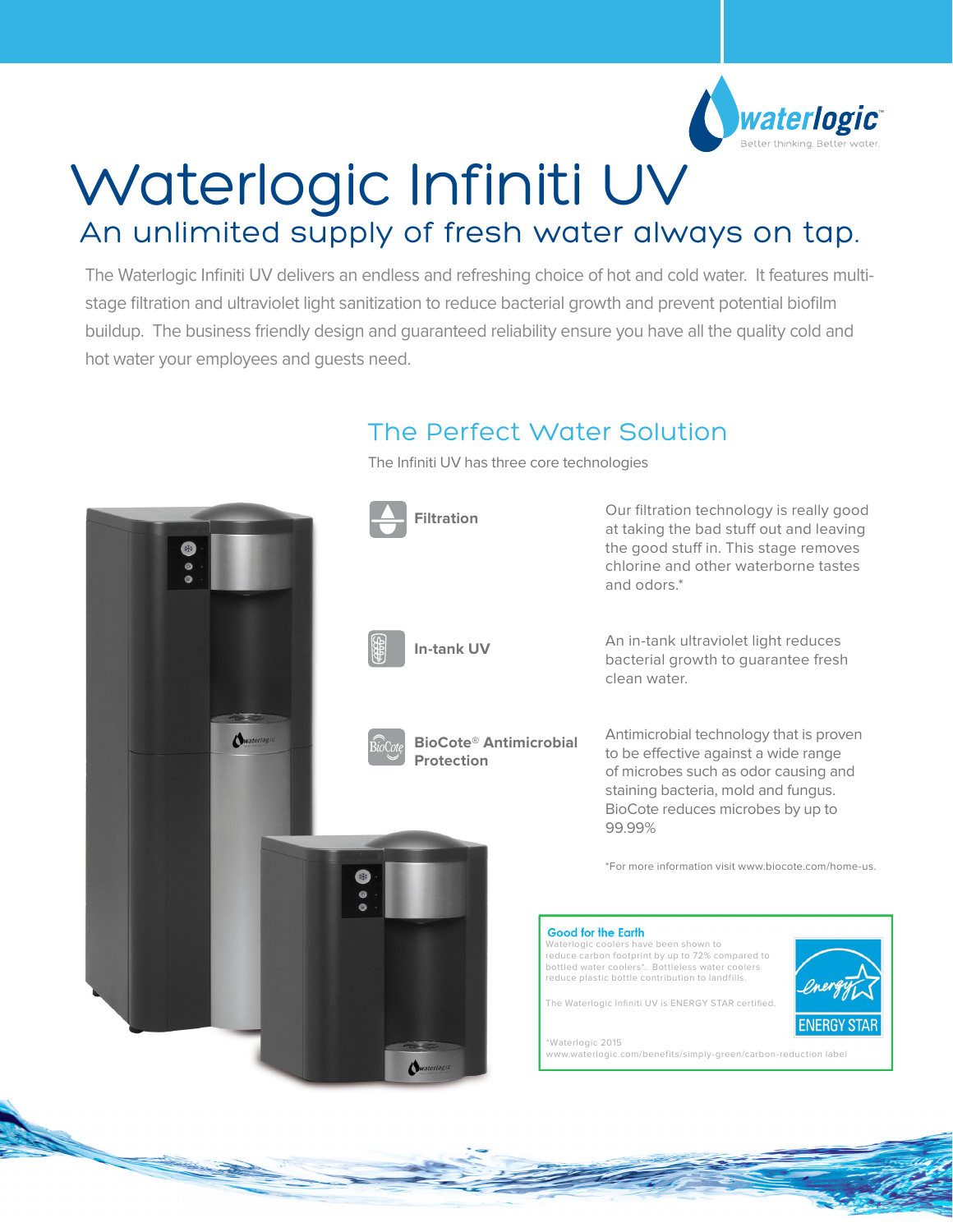waterlogic
Better thinking. Better water.

# Waterlogic Infiniti UV

## An unlimited supply of fresh water always on tap.

The Waterlogic Infiniti UV delivers an endless and refreshing choice of hot and cold water. It features multi-stage filtration and ultraviolet light sanitization to reduce bacterial growth and prevent potential biofilm buildup. The business friendly design and guaranteed reliability ensure you have all the quality cold and hot water your employees and guests need.

## The Perfect Water Solution

The Infiniti UV has three core technologies

**Filtration**

Our filtration technology is really good at taking the bad stuff out and leaving the good stuff in. This stage removes chlorine and other waterborne tastes and odors.*

**In-tank UV**

An in-tank ultraviolet light reduces bacterial growth to guarantee fresh clean water.

**BioCote® Antimicrobial Protection**

Antimicrobial technology that is proven to be effective against a wide range of microbes such as odor causing and staining bacteria, mold and fungus. BioCote reduces microbes by up to 99.99%

*For more information visit www.biocote.com/home-us.

**Good for the Earth**

Waterlogic coolers have been shown to reduce carbon footprint by up to 72% compared to bottled water coolers*. Bottleless water coolers reduce plastic bottle contribution to landfills.

The Waterlogic Infiniti UV is ENERGY STAR certified.

ENERGY STAR

*Waterlogic 2015
www.waterlogic.com/benefits/simply-green/carbon-reduction label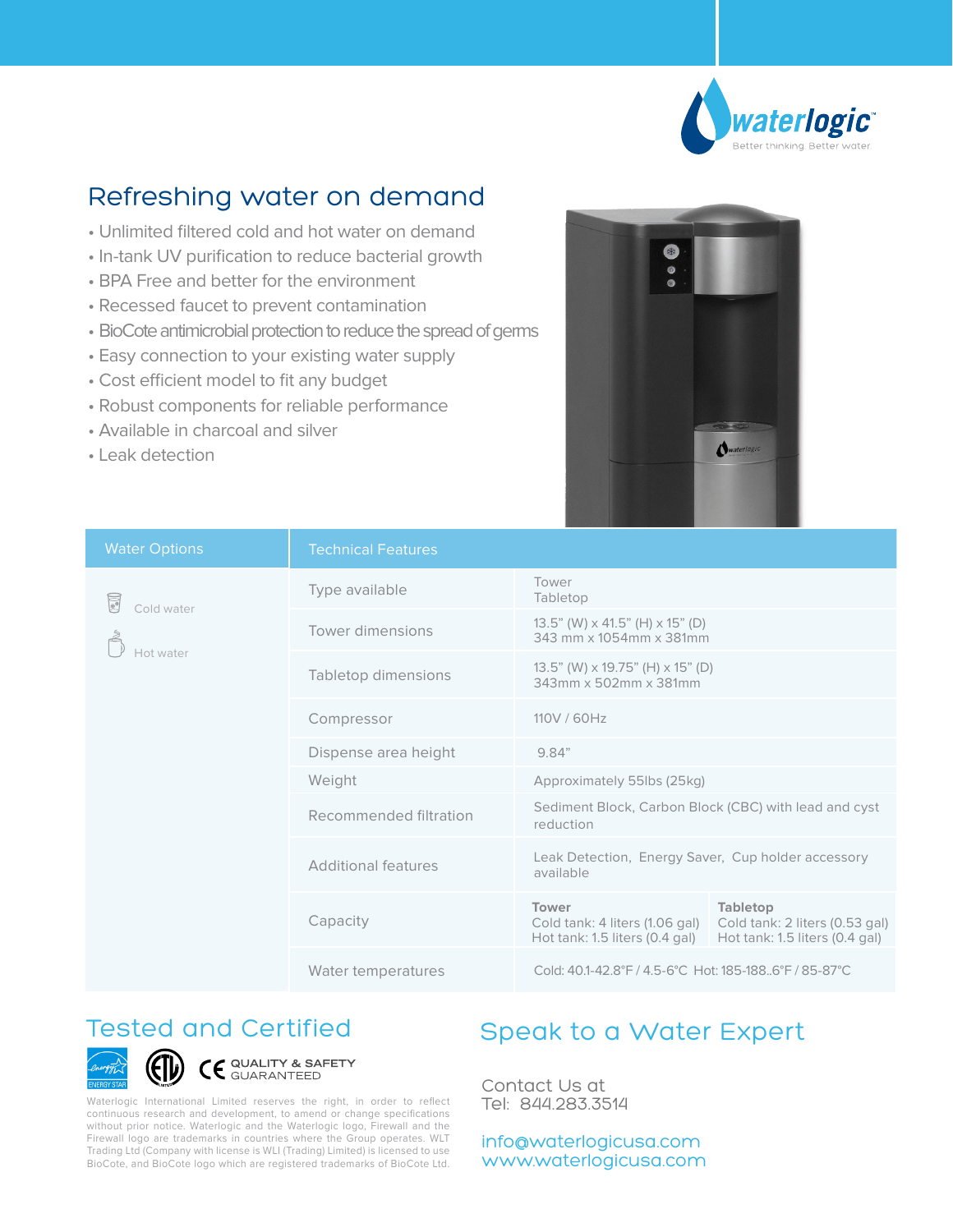waterlogic™

Better thinking. Better water.

## Refreshing water on demand

- Unlimited filtered cold and hot water on demand
- In-tank UV purification to reduce bacterial growth
- BPA Free and better for the environment
- Recessed faucet to prevent contamination
- BioCote antimicrobial protection to reduce the spread of germs
- Easy connection to your existing water supply
- Cost efficient model to fit any budget
- Robust components for reliable performance
- Available in charcoal and silver
- Leak detection

| Water Options | Technical Features | | |
|---|---|---|---|
| Cold water | Type available | Tower<br>Tabletop | |
| Hot water | Tower dimensions | 13.5" (W) x 41.5" (H) x 15" (D)<br>343 mm x 1054mm x 381mm | |
| | Tabletop dimensions | 13.5" (W) x 19.75" (H) x 15" (D)<br>343mm x 502mm x 381mm | |
| | Compressor | 110V / 60Hz | |
| | Dispense area height | 9.84" | |
| | Weight | Approximately 55lbs (25kg) | |
| | Recommended filtration | Sediment Block, Carbon Block (CBC) with lead and cyst reduction | |
| | Additional features | Leak Detection, Energy Saver, Cup holder accessory available | |
| | Capacity | **Tower**<br>Cold tank: 4 liters (1.06 gal)<br>Hot tank: 1.5 liters (0.4 gal) | **Tabletop**<br>Cold tank: 2 liters (0.53 gal)<br>Hot tank: 1.5 liters (0.4 gal) |
| | Water temperatures | Cold: 40.1-42.8°F / 4.5-6°C Hot: 185-188..6°F / 85-87°C | |

## Tested and Certified

ENERGY STAR · ETL · CE QUALITY & SAFETY GUARANTEED

Waterlogic International Limited reserves the right, in order to reflect continuous research and development, to amend or change specifications without prior notice. Waterlogic and the Waterlogic logo, Firewall and the Firewall logo are trademarks in countries where the Group operates. WLT Trading Ltd (Company with license is WLI (Trading) Limited) is licensed to use BioCote, and BioCote logo which are registered trademarks of BioCote Ltd.

## Speak to a Water Expert

Contact Us at
Tel: 844.283.3514

info@waterlogicusa.com
www.waterlogicusa.com